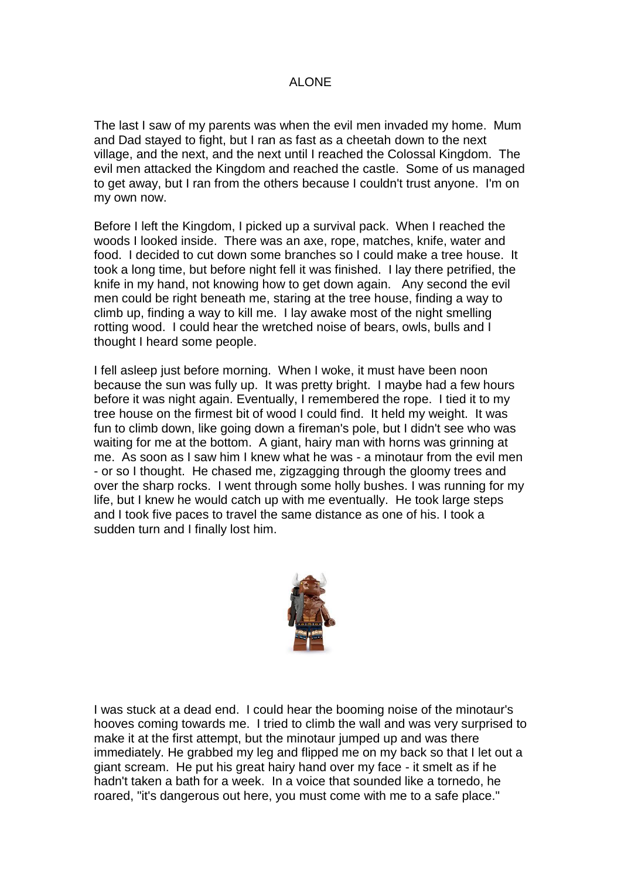# ALONE

The last I saw of my parents was when the evil men invaded my home. Mum and Dad stayed to fight, but I ran as fast as a cheetah down to the next village, and the next, and the next until I reached the Colossal Kingdom. The evil men attacked the Kingdom and reached the castle. Some of us managed to get away, but I ran from the others because I couldn't trust anyone. I'm on my own now.

Before I left the Kingdom, I picked up a survival pack. When I reached the woods I looked inside. There was an axe, rope, matches, knife, water and food. I decided to cut down some branches so I could make a tree house. It took a long time, but before night fell it was finished. I lay there petrified, the knife in my hand, not knowing how to get down again. Any second the evil men could be right beneath me, staring at the tree house, finding a way to climb up, finding a way to kill me. I lay awake most of the night smelling rotting wood. I could hear the wretched noise of bears, owls, bulls and I thought I heard some people.

I fell asleep just before morning. When I woke, it must have been noon because the sun was fully up. It was pretty bright. I maybe had a few hours before it was night again. Eventually, I remembered the rope. I tied it to my tree house on the firmest bit of wood I could find. It held my weight. It was fun to climb down, like going down a fireman's pole, but I didn't see who was waiting for me at the bottom. A giant, hairy man with horns was grinning at me. As soon as I saw him I knew what he was - a minotaur from the evil men - or so I thought. He chased me, zigzagging through the gloomy trees and over the sharp rocks. I went through some holly bushes. I was running for my life, but I knew he would catch up with me eventually. He took large steps and I took five paces to travel the same distance as one of his. I took a sudden turn and I finally lost him.

I was stuck at a dead end. I could hear the booming noise of the minotaur's hooves coming towards me. I tried to climb the wall and was very surprised to make it at the first attempt, but the minotaur jumped up and was there immediately. He grabbed my leg and flipped me on my back so that I let out a giant scream. He put his great hairy hand over my face - it smelt as if he hadn't taken a bath for a week. In a voice that sounded like a tornedo, he roared, "it's dangerous out here, you must come with me to a safe place."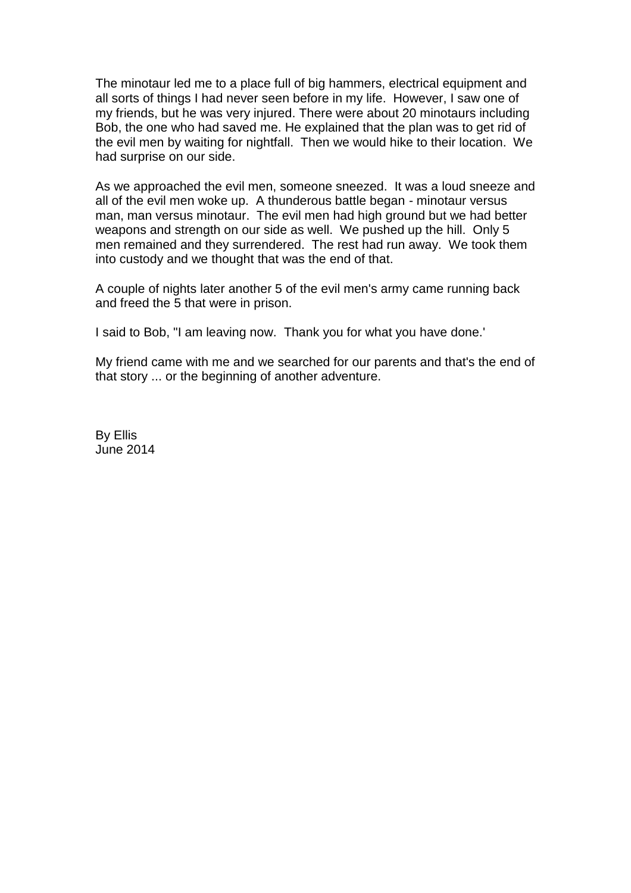The minotaur led me to a place full of big hammers, electrical equipment and all sorts of things I had never seen before in my life. However, I saw one of my friends, but he was very injured. There were about 20 minotaurs including Bob, the one who had saved me. He explained that the plan was to get rid of the evil men by waiting for nightfall. Then we would hike to their location. We had surprise on our side.

As we approached the evil men, someone sneezed. It was a loud sneeze and all of the evil men woke up. A thunderous battle began - minotaur versus man, man versus minotaur. The evil men had high ground but we had better weapons and strength on our side as well. We pushed up the hill. Only 5 men remained and they surrendered. The rest had run away. We took them into custody and we thought that was the end of that.

A couple of nights later another 5 of the evil men's army came running back and freed the 5 that were in prison.

I said to Bob, "I am leaving now. Thank you for what you have done.'

My friend came with me and we searched for our parents and that's the end of that story ... or the beginning of another adventure.

By Ellis
June 2014